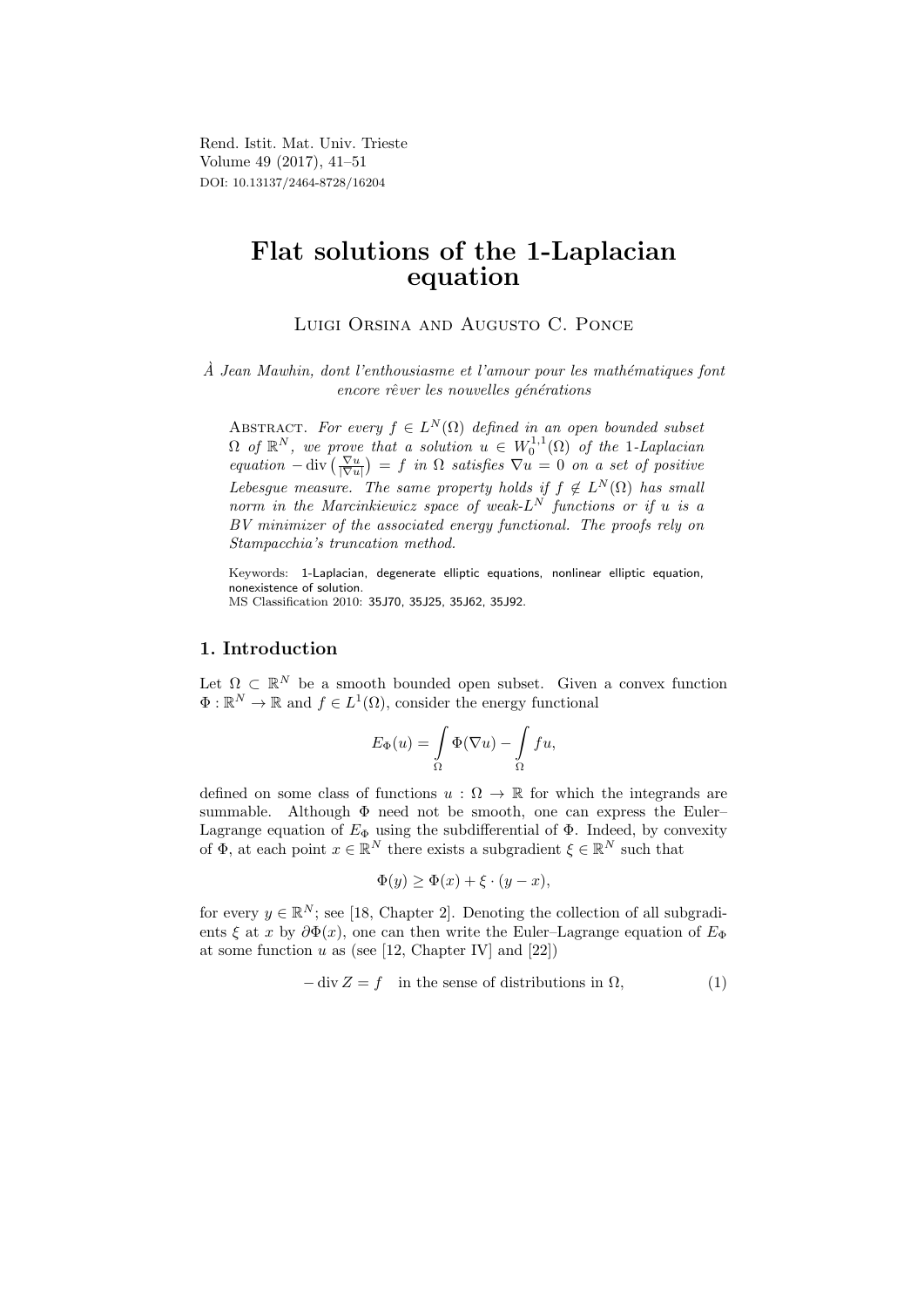Rend. Istit. Mat. Univ. Trieste
Volume 49 (2017), 41–51
DOI: 10.13137/2464-8728/16204

# Flat solutions of the 1-Laplacian equation

Luigi Orsina and Augusto C. Ponce

*À Jean Mawhin, dont l'enthousiasme et l'amour pour les mathématiques font encore rêver les nouvelles générations*

Abstract. *For every $f \in L^N(\Omega)$ defined in an open bounded subset $\Omega$ of $\mathbb{R}^N$, we prove that a solution $u \in W_0^{1,1}(\Omega)$ of the 1-Laplacian equation $-\operatorname{div}\big(\frac{\nabla u}{|\nabla u|}\big) = f$ in $\Omega$ satisfies $\nabla u = 0$ on a set of positive Lebesgue measure. The same property holds if $f \notin L^N(\Omega)$ has small norm in the Marcinkiewicz space of weak-$L^N$ functions or if $u$ is a BV minimizer of the associated energy functional. The proofs rely on Stampacchia's truncation method.*

Keywords: 1-Laplacian, degenerate elliptic equations, nonlinear elliptic equation, nonexistence of solution.
MS Classification 2010: 35J70, 35J25, 35J62, 35J92.

## 1. Introduction

Let $\Omega \subset \mathbb{R}^N$ be a smooth bounded open subset. Given a convex function $\Phi : \mathbb{R}^N \to \mathbb{R}$ and $f \in L^1(\Omega)$, consider the energy functional

$$E_\Phi(u) = \int_\Omega \Phi(\nabla u) - \int_\Omega fu,$$

defined on some class of functions $u : \Omega \to \mathbb{R}$ for which the integrands are summable. Although $\Phi$ need not be smooth, one can express the Euler–Lagrange equation of $E_\Phi$ using the subdifferential of $\Phi$. Indeed, by convexity of $\Phi$, at each point $x \in \mathbb{R}^N$ there exists a subgradient $\xi \in \mathbb{R}^N$ such that

$$\Phi(y) \geq \Phi(x) + \xi \cdot (y - x),$$

for every $y \in \mathbb{R}^N$; see [18, Chapter 2]. Denoting the collection of all subgradients $\xi$ at $x$ by $\partial\Phi(x)$, one can then write the Euler–Lagrange equation of $E_\Phi$ at some function $u$ as (see [12, Chapter IV] and [22])

$$-\operatorname{div} Z = f \quad \text{in the sense of distributions in } \Omega, \tag{1}$$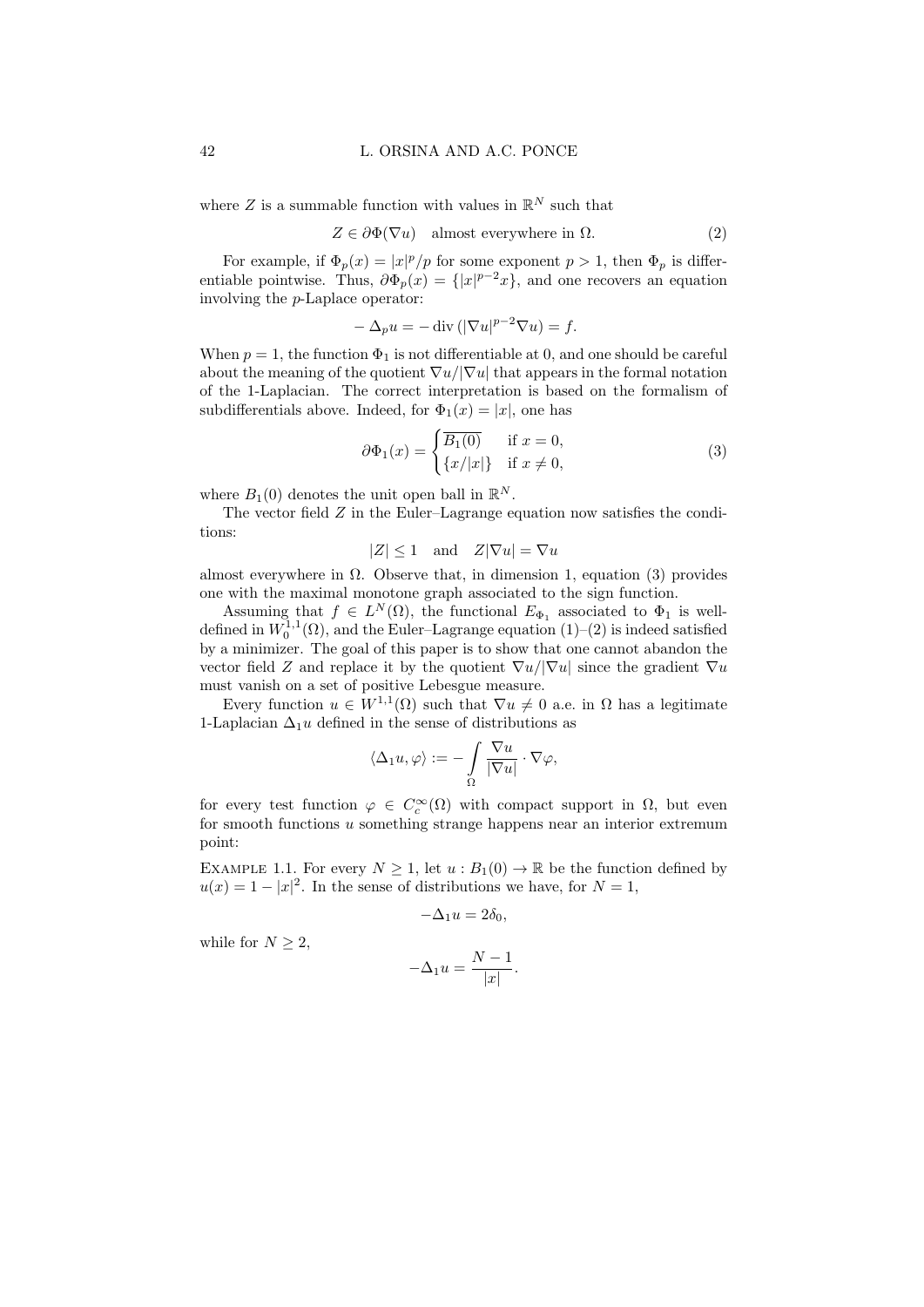where $Z$ is a summable function with values in $\mathbb{R}^N$ such that

$$Z \in \partial\Phi(\nabla u) \quad \text{almost everywhere in } \Omega. \tag{2}$$

For example, if $\Phi_p(x) = |x|^p/p$ for some exponent $p > 1$, then $\Phi_p$ is differentiable pointwise. Thus, $\partial\Phi_p(x) = \{|x|^{p-2}x\}$, and one recovers an equation involving the $p$-Laplace operator:

$$-\Delta_p u = -\operatorname{div}\left(|\nabla u|^{p-2}\nabla u\right) = f.$$

When $p = 1$, the function $\Phi_1$ is not differentiable at 0, and one should be careful about the meaning of the quotient $\nabla u/|\nabla u|$ that appears in the formal notation of the 1-Laplacian. The correct interpretation is based on the formalism of subdifferentials above. Indeed, for $\Phi_1(x) = |x|$, one has

$$\partial\Phi_1(x) = \begin{cases} \overline{B_1(0)} & \text{if } x = 0, \\ \{x/|x|\} & \text{if } x \neq 0, \end{cases} \tag{3}$$

where $B_1(0)$ denotes the unit open ball in $\mathbb{R}^N$.

The vector field $Z$ in the Euler–Lagrange equation now satisfies the conditions:

$$|Z| \leq 1 \quad \text{and} \quad Z|\nabla u| = \nabla u$$

almost everywhere in $\Omega$. Observe that, in dimension 1, equation (3) provides one with the maximal monotone graph associated to the sign function.

Assuming that $f \in L^N(\Omega)$, the functional $E_{\Phi_1}$ associated to $\Phi_1$ is well-defined in $W_0^{1,1}(\Omega)$, and the Euler–Lagrange equation (1)–(2) is indeed satisfied by a minimizer. The goal of this paper is to show that one cannot abandon the vector field $Z$ and replace it by the quotient $\nabla u/|\nabla u|$ since the gradient $\nabla u$ must vanish on a set of positive Lebesgue measure.

Every function $u \in W^{1,1}(\Omega)$ such that $\nabla u \neq 0$ a.e. in $\Omega$ has a legitimate 1-Laplacian $\Delta_1 u$ defined in the sense of distributions as

$$\langle \Delta_1 u, \varphi \rangle := -\int_\Omega \frac{\nabla u}{|\nabla u|} \cdot \nabla\varphi,$$

for every test function $\varphi \in C_c^\infty(\Omega)$ with compact support in $\Omega$, but even for smooth functions $u$ something strange happens near an interior extremum point:

Example 1.1. For every $N \geq 1$, let $u : B_1(0) \to \mathbb{R}$ be the function defined by $u(x) = 1 - |x|^2$. In the sense of distributions we have, for $N = 1$,

$$-\Delta_1 u = 2\delta_0,$$

while for $N \geq 2$,

$$-\Delta_1 u = \frac{N-1}{|x|}.$$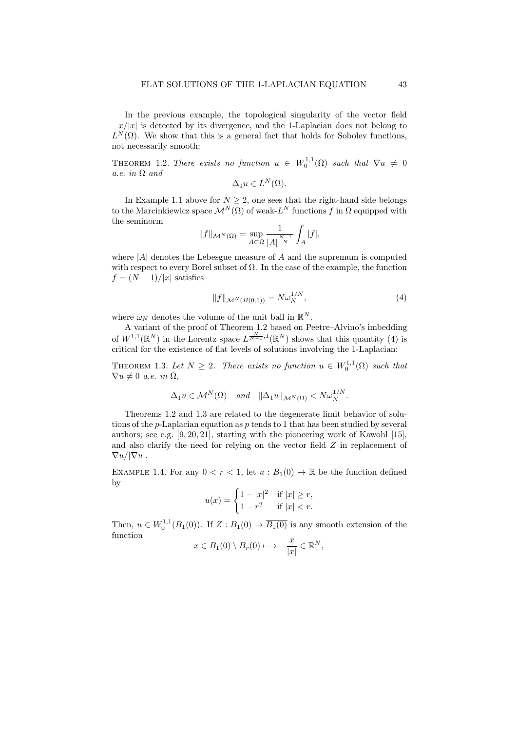In the previous example, the topological singularity of the vector field $-x/|x|$ is detected by its divergence, and the 1-Laplacian does not belong to $L^N(\Omega)$. We show that this is a general fact that holds for Sobolev functions, not necessarily smooth:

THEOREM 1.2. *There exists no function $u \in W_0^{1,1}(\Omega)$ such that $\nabla u \neq 0$ a.e. in $\Omega$ and*

$$\Delta_1 u \in L^N(\Omega).$$

In Example 1.1 above for $N \geq 2$, one sees that the right-hand side belongs to the Marcinkiewicz space $\mathcal{M}^N(\Omega)$ of weak-$L^N$ functions $f$ in $\Omega$ equipped with the seminorm

$$\|f\|_{\mathcal{M}^N(\Omega)} = \sup_{A \subset \Omega} \frac{1}{|A|^{\frac{N-1}{N}}} \int_A |f|,$$

where $|A|$ denotes the Lebesgue measure of $A$ and the supremum is computed with respect to every Borel subset of $\Omega$. In the case of the example, the function $f = (N-1)/|x|$ satisfies

$$\|f\|_{\mathcal{M}^N(B(0;1))} = N \omega_N^{1/N}, \tag{4}$$

where $\omega_N$ denotes the volume of the unit ball in $\mathbb{R}^N$.

A variant of the proof of Theorem 1.2 based on Peetre–Alvino's imbedding of $W^{1,1}(\mathbb{R}^N)$ in the Lorentz space $L^{\frac{N}{N-1},1}(\mathbb{R}^N)$ shows that this quantity (4) is critical for the existence of flat levels of solutions involving the 1-Laplacian:

THEOREM 1.3. *Let $N \geq 2$. There exists no function $u \in W_0^{1,1}(\Omega)$ such that $\nabla u \neq 0$ a.e. in $\Omega$,*

$$\Delta_1 u \in \mathcal{M}^N(\Omega) \quad \text{and} \quad \|\Delta_1 u\|_{\mathcal{M}^N(\Omega)} < N \omega_N^{1/N}.$$

Theorems 1.2 and 1.3 are related to the degenerate limit behavior of solutions of the $p$-Laplacian equation as $p$ tends to 1 that has been studied by several authors; see e.g. [9, 20, 21], starting with the pioneering work of Kawohl [15], and also clarify the need for relying on the vector field $Z$ in replacement of $\nabla u/|\nabla u|$.

EXAMPLE 1.4. For any $0 < r < 1$, let $u : B_1(0) \to \mathbb{R}$ be the function defined by

$$u(x) = \begin{cases} 1 - |x|^2 & \text{if } |x| \geq r, \\ 1 - r^2 & \text{if } |x| < r. \end{cases}$$

Then, $u \in W_0^{1,1}(B_1(0))$. If $Z : B_1(0) \to \overline{B_1(0)}$ is any smooth extension of the function

$$x \in B_1(0) \setminus B_r(0) \longmapsto -\frac{x}{|x|} \in \mathbb{R}^N,$$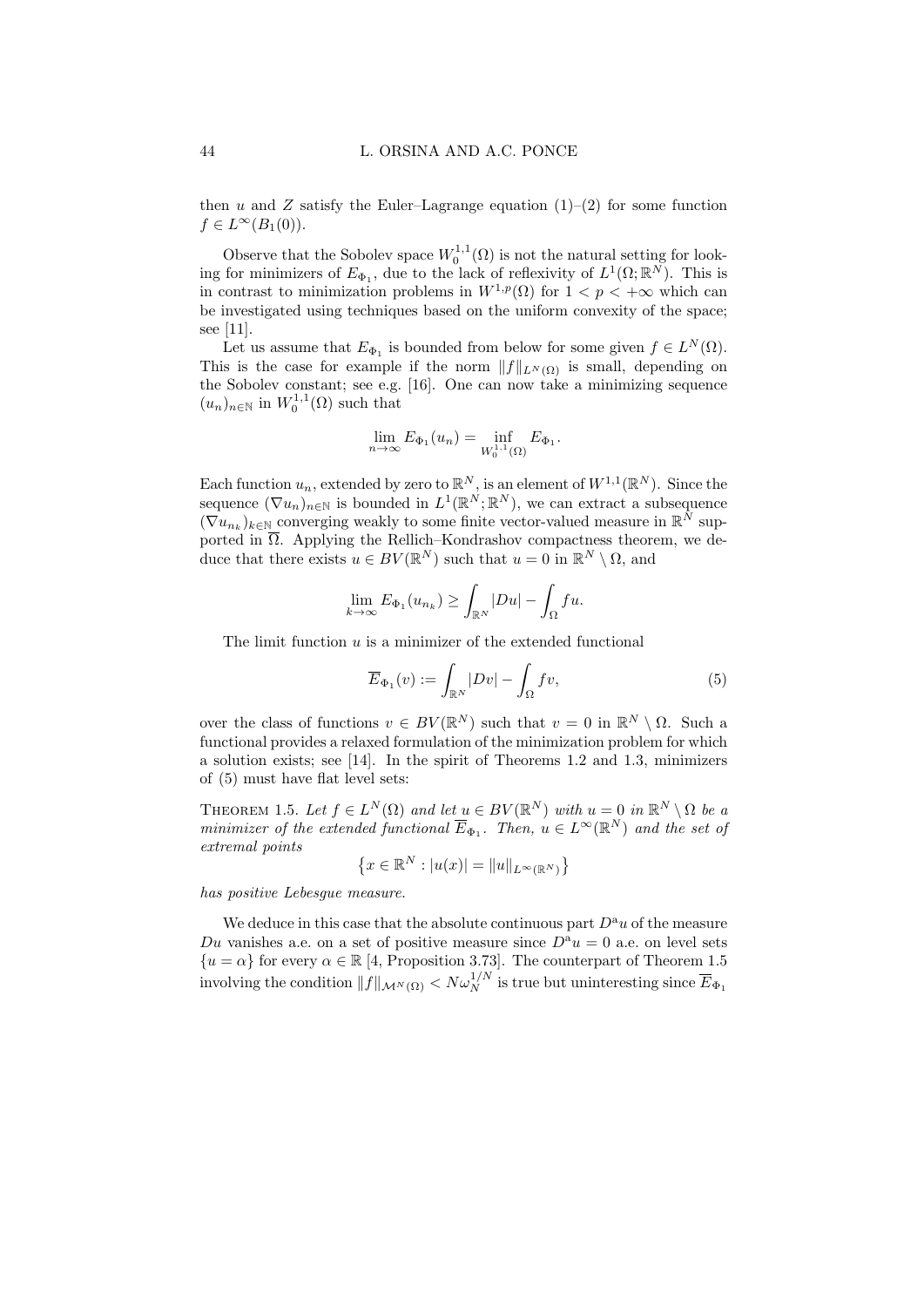then $u$ and $Z$ satisfy the Euler–Lagrange equation (1)–(2) for some function $f \in L^\infty(B_1(0))$.

Observe that the Sobolev space $W_0^{1,1}(\Omega)$ is not the natural setting for looking for minimizers of $E_{\Phi_1}$, due to the lack of reflexivity of $L^1(\Omega; \mathbb{R}^N)$. This is in contrast to minimization problems in $W^{1,p}(\Omega)$ for $1 < p < +\infty$ which can be investigated using techniques based on the uniform convexity of the space; see [11].

Let us assume that $E_{\Phi_1}$ is bounded from below for some given $f \in L^N(\Omega)$. This is the case for example if the norm $\|f\|_{L^N(\Omega)}$ is small, depending on the Sobolev constant; see e.g. [16]. One can now take a minimizing sequence $(u_n)_{n\in\mathbb{N}}$ in $W_0^{1,1}(\Omega)$ such that

$$\lim_{n\to\infty} E_{\Phi_1}(u_n) = \inf_{W_0^{1,1}(\Omega)} E_{\Phi_1}.$$

Each function $u_n$, extended by zero to $\mathbb{R}^N$, is an element of $W^{1,1}(\mathbb{R}^N)$. Since the sequence $(\nabla u_n)_{n\in\mathbb{N}}$ is bounded in $L^1(\mathbb{R}^N; \mathbb{R}^N)$, we can extract a subsequence $(\nabla u_{n_k})_{k\in\mathbb{N}}$ converging weakly to some finite vector-valued measure in $\mathbb{R}^N$ supported in $\overline{\Omega}$. Applying the Rellich–Kondrashov compactness theorem, we deduce that there exists $u \in BV(\mathbb{R}^N)$ such that $u = 0$ in $\mathbb{R}^N \setminus \Omega$, and

$$\lim_{k\to\infty} E_{\Phi_1}(u_{n_k}) \geq \int_{\mathbb{R}^N} |Du| - \int_\Omega fu.$$

The limit function $u$ is a minimizer of the extended functional

$$\overline{E}_{\Phi_1}(v) := \int_{\mathbb{R}^N} |Dv| - \int_\Omega fv, \tag{5}$$

over the class of functions $v \in BV(\mathbb{R}^N)$ such that $v = 0$ in $\mathbb{R}^N \setminus \Omega$. Such a functional provides a relaxed formulation of the minimization problem for which a solution exists; see [14]. In the spirit of Theorems 1.2 and 1.3, minimizers of (5) must have flat level sets:

**Theorem 1.5.** *Let $f \in L^N(\Omega)$ and let $u \in BV(\mathbb{R}^N)$ with $u = 0$ in $\mathbb{R}^N \setminus \Omega$ be a minimizer of the extended functional $\overline{E}_{\Phi_1}$. Then, $u \in L^\infty(\mathbb{R}^N)$ and the set of extremal points*

$$\left\{x \in \mathbb{R}^N : |u(x)| = \|u\|_{L^\infty(\mathbb{R}^N)}\right\}$$

*has positive Lebesgue measure.*

We deduce in this case that the absolute continuous part $D^a u$ of the measure $Du$ vanishes a.e. on a set of positive measure since $D^a u = 0$ a.e. on level sets $\{u = \alpha\}$ for every $\alpha \in \mathbb{R}$ [4, Proposition 3.73]. The counterpart of Theorem 1.5 involving the condition $\|f\|_{\mathcal{M}^N(\Omega)} < N\omega_N^{1/N}$ is true but uninteresting since $\overline{E}_{\Phi_1}$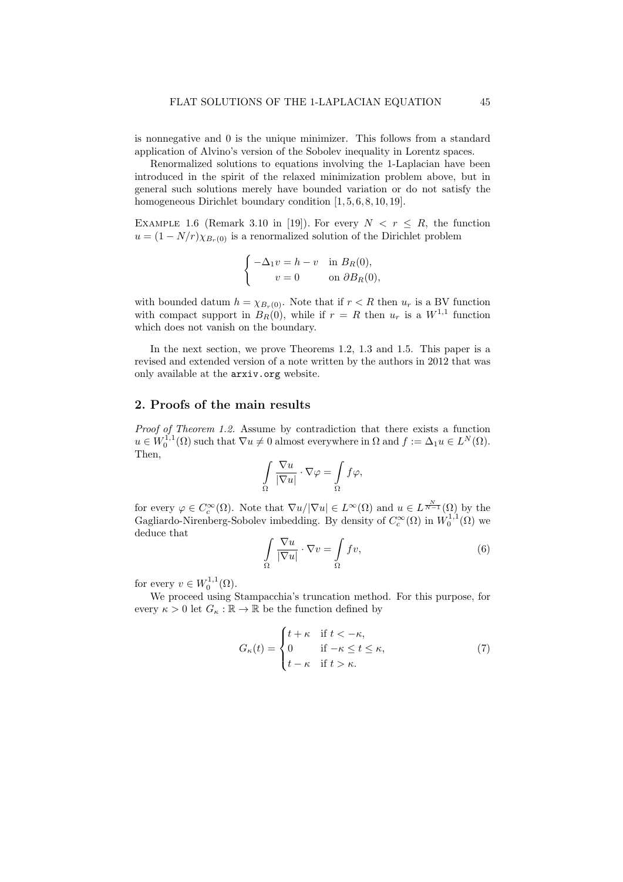is nonnegative and 0 is the unique minimizer. This follows from a standard application of Alvino's version of the Sobolev inequality in Lorentz spaces.

Renormalized solutions to equations involving the 1-Laplacian have been introduced in the spirit of the relaxed minimization problem above, but in general such solutions merely have bounded variation or do not satisfy the homogeneous Dirichlet boundary condition [1, 5, 6, 8, 10, 19].

Example 1.6 (Remark 3.10 in [19]). For every $N < r \leq R$, the function $u = (1 - N/r)\chi_{B_r(0)}$ is a renormalized solution of the Dirichlet problem

$$\begin{cases} -\Delta_1 v = h - v & \text{in } B_R(0), \\ \quad\; v = 0 & \text{on } \partial B_R(0), \end{cases}$$

with bounded datum $h = \chi_{B_r(0)}$. Note that if $r < R$ then $u_r$ is a BV function with compact support in $B_R(0)$, while if $r = R$ then $u_r$ is a $W^{1,1}$ function which does not vanish on the boundary.

In the next section, we prove Theorems 1.2, 1.3 and 1.5. This paper is a revised and extended version of a note written by the authors in 2012 that was only available at the `arxiv.org` website.

## 2. Proofs of the main results

*Proof of Theorem 1.2.* Assume by contradiction that there exists a function $u \in W_0^{1,1}(\Omega)$ such that $\nabla u \neq 0$ almost everywhere in $\Omega$ and $f := \Delta_1 u \in L^N(\Omega)$. Then,

$$\int_\Omega \frac{\nabla u}{|\nabla u|} \cdot \nabla \varphi = \int_\Omega f\varphi,$$

for every $\varphi \in C_c^\infty(\Omega)$. Note that $\nabla u/|\nabla u| \in L^\infty(\Omega)$ and $u \in L^{\frac{N}{N-1}}(\Omega)$ by the Gagliardo-Nirenberg-Sobolev imbedding. By density of $C_c^\infty(\Omega)$ in $W_0^{1,1}(\Omega)$ we deduce that

$$\int_\Omega \frac{\nabla u}{|\nabla u|} \cdot \nabla v = \int_\Omega fv, \tag{6}$$

for every $v \in W_0^{1,1}(\Omega)$.

We proceed using Stampacchia's truncation method. For this purpose, for every $\kappa > 0$ let $G_\kappa : \mathbb{R} \to \mathbb{R}$ be the function defined by

$$G_\kappa(t) = \begin{cases} t + \kappa & \text{if } t < -\kappa, \\ 0 & \text{if } -\kappa \leq t \leq \kappa, \\ t - \kappa & \text{if } t > \kappa. \end{cases} \tag{7}$$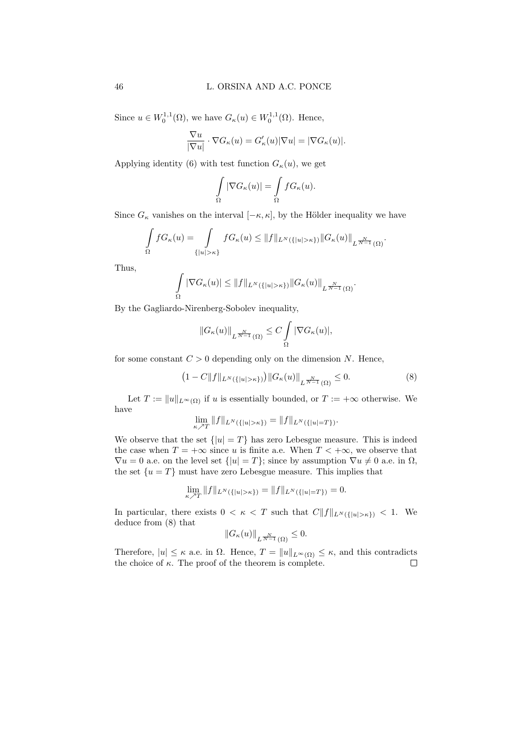Since $u \in W_0^{1,1}(\Omega)$, we have $G_\kappa(u) \in W_0^{1,1}(\Omega)$. Hence,

$$\frac{\nabla u}{|\nabla u|} \cdot \nabla G_\kappa(u) = G_\kappa'(u)|\nabla u| = |\nabla G_\kappa(u)|.$$

Applying identity (6) with test function $G_\kappa(u)$, we get

$$\int_\Omega |\nabla G_\kappa(u)| = \int_\Omega f G_\kappa(u).$$

Since $G_\kappa$ vanishes on the interval $[-\kappa, \kappa]$, by the Hölder inequality we have

$$\int_\Omega f G_\kappa(u) = \int_{\{|u|>\kappa\}} f G_\kappa(u) \le \|f\|_{L^N(\{|u|>\kappa\})} \|G_\kappa(u)\|_{L^{\frac{N}{N-1}}(\Omega)}.$$

Thus,

$$\int_\Omega |\nabla G_\kappa(u)| \le \|f\|_{L^N(\{|u|>\kappa\})} \|G_\kappa(u)\|_{L^{\frac{N}{N-1}}(\Omega)}.$$

By the Gagliardo-Nirenberg-Sobolev inequality,

$$\|G_\kappa(u)\|_{L^{\frac{N}{N-1}}(\Omega)} \le C \int_\Omega |\nabla G_\kappa(u)|,$$

for some constant $C > 0$ depending only on the dimension $N$. Hence,

$$\big(1 - C\|f\|_{L^N(\{|u|>\kappa\})}\big) \|G_\kappa(u)\|_{L^{\frac{N}{N-1}}(\Omega)} \le 0. \tag{8}$$

Let $T := \|u\|_{L^\infty(\Omega)}$ if $u$ is essentially bounded, or $T := +\infty$ otherwise. We have

$$\lim_{\kappa \nearrow T} \|f\|_{L^N(\{|u|>\kappa\})} = \|f\|_{L^N(\{|u|=T\})}.$$

We observe that the set $\{|u| = T\}$ has zero Lebesgue measure. This is indeed the case when $T = +\infty$ since $u$ is finite a.e. When $T < +\infty$, we observe that $\nabla u = 0$ a.e. on the level set $\{|u| = T\}$; since by assumption $\nabla u \ne 0$ a.e. in $\Omega$, the set $\{u = T\}$ must have zero Lebesgue measure. This implies that

$$\lim_{\kappa \nearrow T} \|f\|_{L^N(\{|u|>\kappa\})} = \|f\|_{L^N(\{|u|=T\})} = 0.$$

In particular, there exists $0 < \kappa < T$ such that $C\|f\|_{L^N(\{|u|>\kappa\})} < 1$. We deduce from (8) that

$$\|G_\kappa(u)\|_{L^{\frac{N}{N-1}}(\Omega)} \le 0.$$

Therefore, $|u| \le \kappa$ a.e. in $\Omega$. Hence, $T = \|u\|_{L^\infty(\Omega)} \le \kappa$, and this contradicts the choice of $\kappa$. The proof of the theorem is complete. $\square$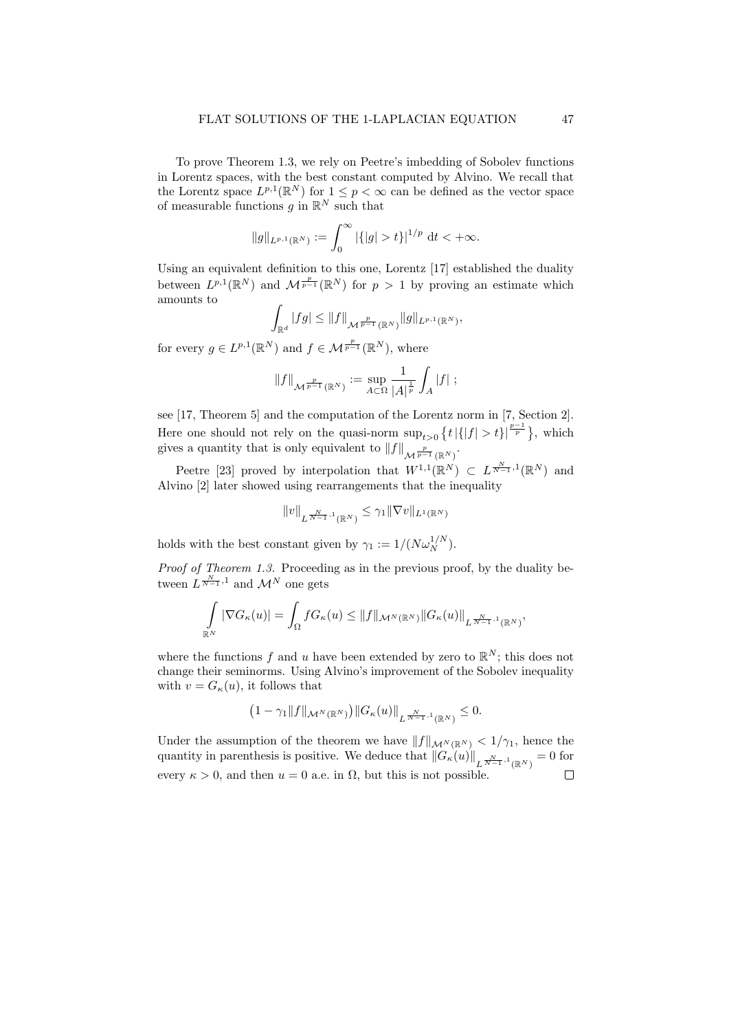To prove Theorem 1.3, we rely on Peetre's imbedding of Sobolev functions in Lorentz spaces, with the best constant computed by Alvino. We recall that the Lorentz space $L^{p,1}(\mathbb{R}^N)$ for $1 \le p < \infty$ can be defined as the vector space of measurable functions $g$ in $\mathbb{R}^N$ such that

$$\|g\|_{L^{p,1}(\mathbb{R}^N)} := \int_0^\infty |\{|g| > t\}|^{1/p} \, \mathrm{d}t < +\infty.$$

Using an equivalent definition to this one, Lorentz [17] established the duality between $L^{p,1}(\mathbb{R}^N)$ and $\mathcal{M}^{\frac{p}{p-1}}(\mathbb{R}^N)$ for $p > 1$ by proving an estimate which amounts to

$$\int_{\mathbb{R}^d} |fg| \le \|f\|_{\mathcal{M}^{\frac{p}{p-1}}(\mathbb{R}^N)} \|g\|_{L^{p,1}(\mathbb{R}^N)},$$

for every $g \in L^{p,1}(\mathbb{R}^N)$ and $f \in \mathcal{M}^{\frac{p}{p-1}}(\mathbb{R}^N)$, where

$$\|f\|_{\mathcal{M}^{\frac{p}{p-1}}(\mathbb{R}^N)} := \sup_{A \subset \Omega} \frac{1}{|A|^{\frac{1}{p}}} \int_A |f| \ ;$$

see [17, Theorem 5] and the computation of the Lorentz norm in [7, Section 2]. Here one should not rely on the quasi-norm $\sup_{t>0} \big\{ t \, |\{|f| > t\}|^{\frac{p-1}{p}} \big\}$, which gives a quantity that is only equivalent to $\|f\|_{\mathcal{M}^{\frac{p}{p-1}}(\mathbb{R}^N)}$.

Peetre [23] proved by interpolation that $W^{1,1}(\mathbb{R}^N) \subset L^{\frac{N}{N-1},1}(\mathbb{R}^N)$ and Alvino [2] later showed using rearrangements that the inequality

$$\|v\|_{L^{\frac{N}{N-1},1}(\mathbb{R}^N)} \le \gamma_1 \|\nabla v\|_{L^1(\mathbb{R}^N)}$$

holds with the best constant given by $\gamma_1 := 1/(N\omega_N^{1/N})$.

*Proof of Theorem 1.3.* Proceeding as in the previous proof, by the duality between $L^{\frac{N}{N-1},1}$ and $\mathcal{M}^N$ one gets

$$\int_{\mathbb{R}^N} |\nabla G_\kappa(u)| = \int_\Omega f G_\kappa(u) \le \|f\|_{\mathcal{M}^N(\mathbb{R}^N)} \|G_\kappa(u)\|_{L^{\frac{N}{N-1},1}(\mathbb{R}^N)},$$

where the functions $f$ and $u$ have been extended by zero to $\mathbb{R}^N$; this does not change their seminorms. Using Alvino's improvement of the Sobolev inequality with $v = G_\kappa(u)$, it follows that

$$\big(1 - \gamma_1 \|f\|_{\mathcal{M}^N(\mathbb{R}^N)}\big) \|G_\kappa(u)\|_{L^{\frac{N}{N-1},1}(\mathbb{R}^N)} \le 0.$$

Under the assumption of the theorem we have $\|f\|_{\mathcal{M}^N(\mathbb{R}^N)} < 1/\gamma_1$, hence the quantity in parenthesis is positive. We deduce that $\|G_\kappa(u)\|_{L^{\frac{N}{N-1},1}(\mathbb{R}^N)} = 0$ for every $\kappa > 0$, and then $u = 0$ a.e. in $\Omega$, but this is not possible. $\square$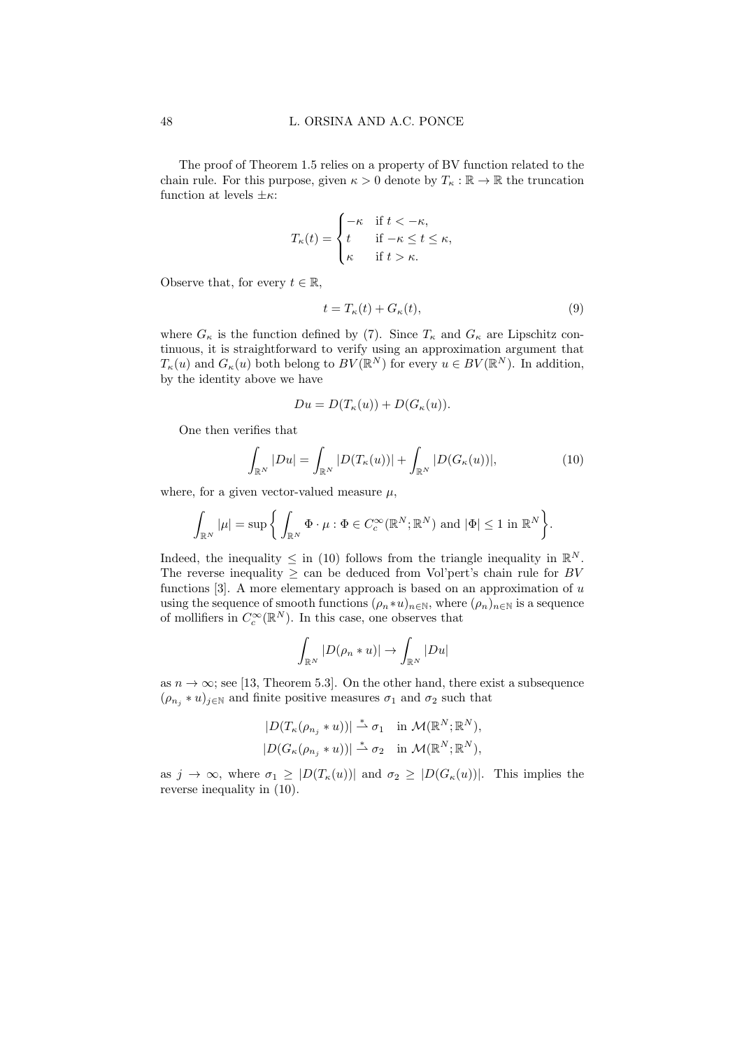The proof of Theorem 1.5 relies on a property of BV function related to the chain rule. For this purpose, given $\kappa > 0$ denote by $T_\kappa : \mathbb{R} \to \mathbb{R}$ the truncation function at levels $\pm\kappa$:

$$T_\kappa(t) = \begin{cases} -\kappa & \text{if } t < -\kappa, \\ t & \text{if } -\kappa \le t \le \kappa, \\ \kappa & \text{if } t > \kappa. \end{cases}$$

Observe that, for every $t \in \mathbb{R}$,

$$t = T_\kappa(t) + G_\kappa(t), \tag{9}$$

where $G_\kappa$ is the function defined by (7). Since $T_\kappa$ and $G_\kappa$ are Lipschitz continuous, it is straightforward to verify using an approximation argument that $T_\kappa(u)$ and $G_\kappa(u)$ both belong to $BV(\mathbb{R}^N)$ for every $u \in BV(\mathbb{R}^N)$. In addition, by the identity above we have

$$Du = D(T_\kappa(u)) + D(G_\kappa(u)).$$

One then verifies that

$$\int_{\mathbb{R}^N} |Du| = \int_{\mathbb{R}^N} |D(T_\kappa(u))| + \int_{\mathbb{R}^N} |D(G_\kappa(u))|, \tag{10}$$

where, for a given vector-valued measure $\mu$,

$$\int_{\mathbb{R}^N} |\mu| = \sup \left\{ \int_{\mathbb{R}^N} \Phi \cdot \mu : \Phi \in C_c^\infty(\mathbb{R}^N; \mathbb{R}^N) \text{ and } |\Phi| \le 1 \text{ in } \mathbb{R}^N \right\}.$$

Indeed, the inequality $\le$ in (10) follows from the triangle inequality in $\mathbb{R}^N$. The reverse inequality $\ge$ can be deduced from Vol'pert's chain rule for $BV$ functions [3]. A more elementary approach is based on an approximation of $u$ using the sequence of smooth functions $(\rho_n * u)_{n\in\mathbb{N}}$, where $(\rho_n)_{n\in\mathbb{N}}$ is a sequence of mollifiers in $C_c^\infty(\mathbb{R}^N)$. In this case, one observes that

$$\int_{\mathbb{R}^N} |D(\rho_n * u)| \to \int_{\mathbb{R}^N} |Du|$$

as $n \to \infty$; see [13, Theorem 5.3]. On the other hand, there exist a subsequence $(\rho_{n_j} * u)_{j\in\mathbb{N}}$ and finite positive measures $\sigma_1$ and $\sigma_2$ such that

$$\begin{aligned} |D(T_\kappa(\rho_{n_j} * u))| &\overset{*}{\rightharpoonup} \sigma_1 \quad \text{in } \mathcal{M}(\mathbb{R}^N; \mathbb{R}^N), \\ |D(G_\kappa(\rho_{n_j} * u))| &\overset{*}{\rightharpoonup} \sigma_2 \quad \text{in } \mathcal{M}(\mathbb{R}^N; \mathbb{R}^N), \end{aligned}$$

as $j \to \infty$, where $\sigma_1 \ge |D(T_\kappa(u))|$ and $\sigma_2 \ge |D(G_\kappa(u))|$. This implies the reverse inequality in (10).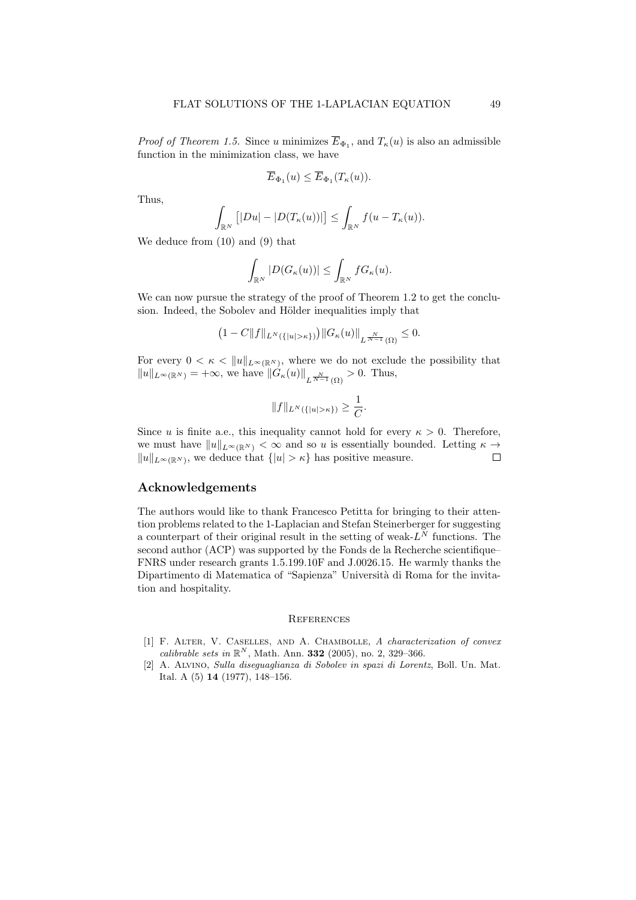*Proof of Theorem 1.5.* Since $u$ minimizes $\overline{E}_{\Phi_1}$, and $T_\kappa(u)$ is also an admissible function in the minimization class, we have

$$\overline{E}_{\Phi_1}(u) \le \overline{E}_{\Phi_1}(T_\kappa(u)).$$

Thus,

$$\int_{\mathbb{R}^N} \big[|Du| - |D(T_\kappa(u))|\big] \le \int_{\mathbb{R}^N} f(u - T_\kappa(u)).$$

We deduce from (10) and (9) that

$$\int_{\mathbb{R}^N} |D(G_\kappa(u))| \le \int_{\mathbb{R}^N} f G_\kappa(u).$$

We can now pursue the strategy of the proof of Theorem 1.2 to get the conclusion. Indeed, the Sobolev and Hölder inequalities imply that

$$\big(1 - C\|f\|_{L^N(\{|u|>\kappa\})}\big)\|G_\kappa(u)\|_{L^{\frac{N}{N-1}}(\Omega)} \le 0.$$

For every $0 < \kappa < \|u\|_{L^\infty(\mathbb{R}^N)}$, where we do not exclude the possibility that $\|u\|_{L^\infty(\mathbb{R}^N)} = +\infty$, we have $\|G_\kappa(u)\|_{L^{\frac{N}{N-1}}(\Omega)} > 0$. Thus,

$$\|f\|_{L^N(\{|u|>\kappa\})} \ge \frac{1}{C}.$$

Since $u$ is finite a.e., this inequality cannot hold for every $\kappa > 0$. Therefore, we must have $\|u\|_{L^\infty(\mathbb{R}^N)} < \infty$ and so $u$ is essentially bounded. Letting $\kappa \to \|u\|_{L^\infty(\mathbb{R}^N)}$, we deduce that $\{|u| > \kappa\}$ has positive measure. □

## Acknowledgements

The authors would like to thank Francesco Petitta for bringing to their attention problems related to the 1-Laplacian and Stefan Steinerberger for suggesting a counterpart of their original result in the setting of weak-$L^N$ functions. The second author (ACP) was supported by the Fonds de la Recherche scientifique–FNRS under research grants 1.5.199.10F and J.0026.15. He warmly thanks the Dipartimento di Matematica of "Sapienza" Università di Roma for the invitation and hospitality.

### References

[1] F. Alter, V. Caselles, and A. Chambolle, *A characterization of convex calibrable sets in* $\mathbb{R}^N$, Math. Ann. **332** (2005), no. 2, 329–366.

[2] A. Alvino, *Sulla diseguaglianza di Sobolev in spazi di Lorentz*, Boll. Un. Mat. Ital. A (5) **14** (1977), 148–156.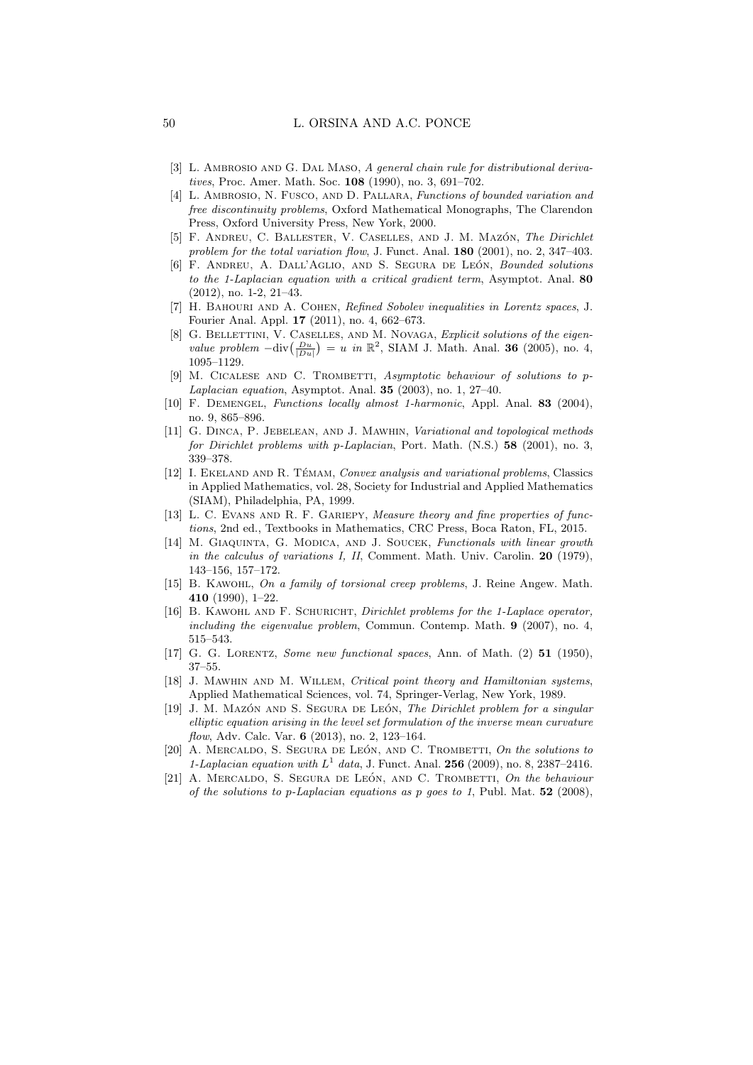[3] L. Ambrosio and G. Dal Maso, *A general chain rule for distributional derivatives*, Proc. Amer. Math. Soc. **108** (1990), no. 3, 691–702.

[4] L. Ambrosio, N. Fusco, and D. Pallara, *Functions of bounded variation and free discontinuity problems*, Oxford Mathematical Monographs, The Clarendon Press, Oxford University Press, New York, 2000.

[5] F. Andreu, C. Ballester, V. Caselles, and J. M. Mazón, *The Dirichlet problem for the total variation flow*, J. Funct. Anal. **180** (2001), no. 2, 347–403.

[6] F. Andreu, A. Dall'Aglio, and S. Segura de León, *Bounded solutions to the 1-Laplacian equation with a critical gradient term*, Asymptot. Anal. **80** (2012), no. 1-2, 21–43.

[7] H. Bahouri and A. Cohen, *Refined Sobolev inequalities in Lorentz spaces*, J. Fourier Anal. Appl. **17** (2011), no. 4, 662–673.

[8] G. Bellettini, V. Caselles, and M. Novaga, *Explicit solutions of the eigenvalue problem* $-\mathrm{div}\big(\frac{Du}{|Du|}\big) = u$ *in* $\mathbb{R}^2$, SIAM J. Math. Anal. **36** (2005), no. 4, 1095–1129.

[9] M. Cicalese and C. Trombetti, *Asymptotic behaviour of solutions to p-Laplacian equation*, Asymptot. Anal. **35** (2003), no. 1, 27–40.

[10] F. Demengel, *Functions locally almost 1-harmonic*, Appl. Anal. **83** (2004), no. 9, 865–896.

[11] G. Dinca, P. Jebelean, and J. Mawhin, *Variational and topological methods for Dirichlet problems with p-Laplacian*, Port. Math. (N.S.) **58** (2001), no. 3, 339–378.

[12] I. Ekeland and R. Témam, *Convex analysis and variational problems*, Classics in Applied Mathematics, vol. 28, Society for Industrial and Applied Mathematics (SIAM), Philadelphia, PA, 1999.

[13] L. C. Evans and R. F. Gariepy, *Measure theory and fine properties of functions*, 2nd ed., Textbooks in Mathematics, CRC Press, Boca Raton, FL, 2015.

[14] M. Giaquinta, G. Modica, and J. Soucek, *Functionals with linear growth in the calculus of variations I, II*, Comment. Math. Univ. Carolin. **20** (1979), 143–156, 157–172.

[15] B. Kawohl, *On a family of torsional creep problems*, J. Reine Angew. Math. **410** (1990), 1–22.

[16] B. Kawohl and F. Schuricht, *Dirichlet problems for the 1-Laplace operator, including the eigenvalue problem*, Commun. Contemp. Math. **9** (2007), no. 4, 515–543.

[17] G. G. Lorentz, *Some new functional spaces*, Ann. of Math. (2) **51** (1950), 37–55.

[18] J. Mawhin and M. Willem, *Critical point theory and Hamiltonian systems*, Applied Mathematical Sciences, vol. 74, Springer-Verlag, New York, 1989.

[19] J. M. Mazón and S. Segura de León, *The Dirichlet problem for a singular elliptic equation arising in the level set formulation of the inverse mean curvature flow*, Adv. Calc. Var. **6** (2013), no. 2, 123–164.

[20] A. Mercaldo, S. Segura de León, and C. Trombetti, *On the solutions to 1-Laplacian equation with* $L^1$ *data*, J. Funct. Anal. **256** (2009), no. 8, 2387–2416.

[21] A. Mercaldo, S. Segura de León, and C. Trombetti, *On the behaviour of the solutions to p-Laplacian equations as p goes to 1*, Publ. Mat. **52** (2008),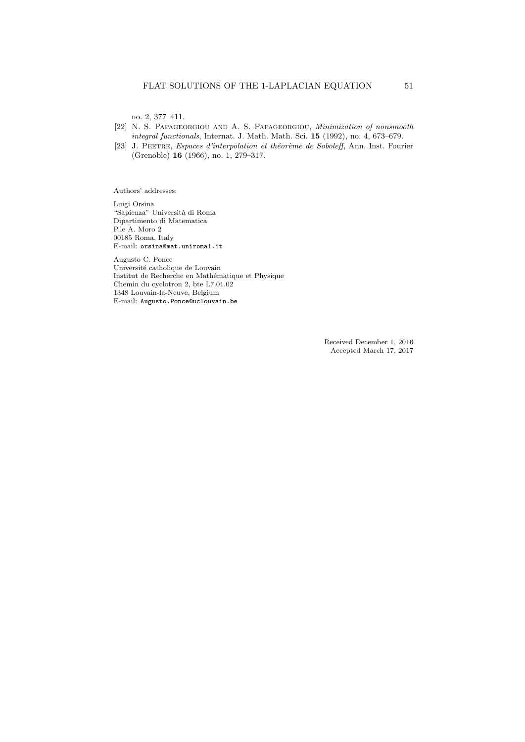no. 2, 377–411.

[22] N. S. Papageorgiou and A. S. Papageorgiou, *Minimization of nonsmooth integral functionals*, Internat. J. Math. Math. Sci. **15** (1992), no. 4, 673–679.

[23] J. Peetre, *Espaces d'interpolation et théorème de Soboleff*, Ann. Inst. Fourier (Grenoble) **16** (1966), no. 1, 279–317.

Authors' addresses:

Luigi Orsina
"Sapienza" Università di Roma
Dipartimento di Matematica
P.le A. Moro 2
00185 Roma, Italy
E-mail: orsina@mat.uniroma1.it

Augusto C. Ponce
Université catholique de Louvain
Institut de Recherche en Mathématique et Physique
Chemin du cyclotron 2, bte L7.01.02
1348 Louvain-la-Neuve, Belgium
E-mail: Augusto.Ponce@uclouvain.be

Received December 1, 2016
Accepted March 17, 2017